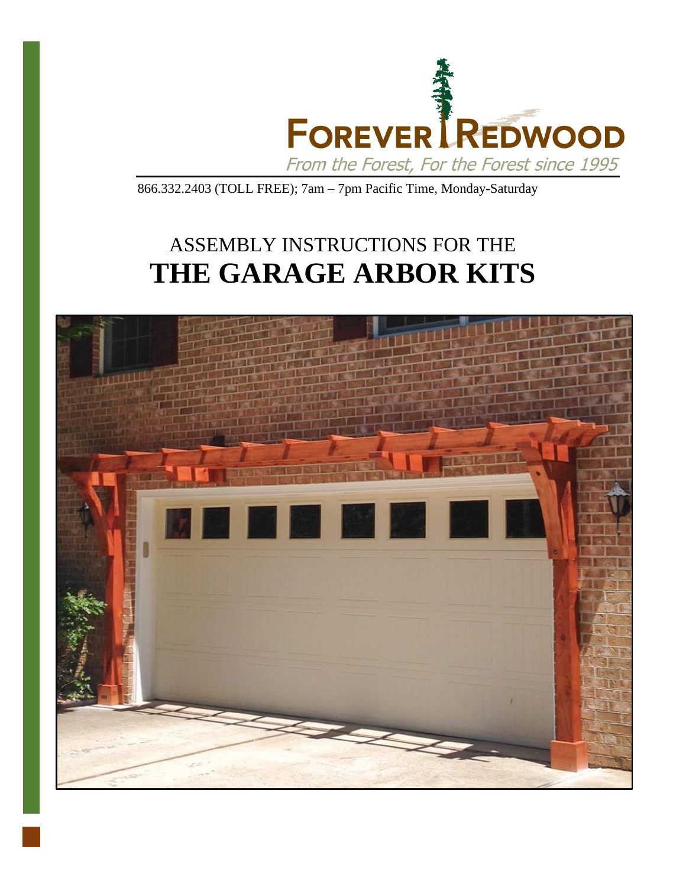FOREVER REDWOOD

*From the Forest, For the Forest since 1995*

866.332.2403 (TOLL FREE); 7am – 7pm Pacific Time, Monday-Saturday

# ASSEMBLY INSTRUCTIONS FOR THE
# **THE GARAGE ARBOR KITS**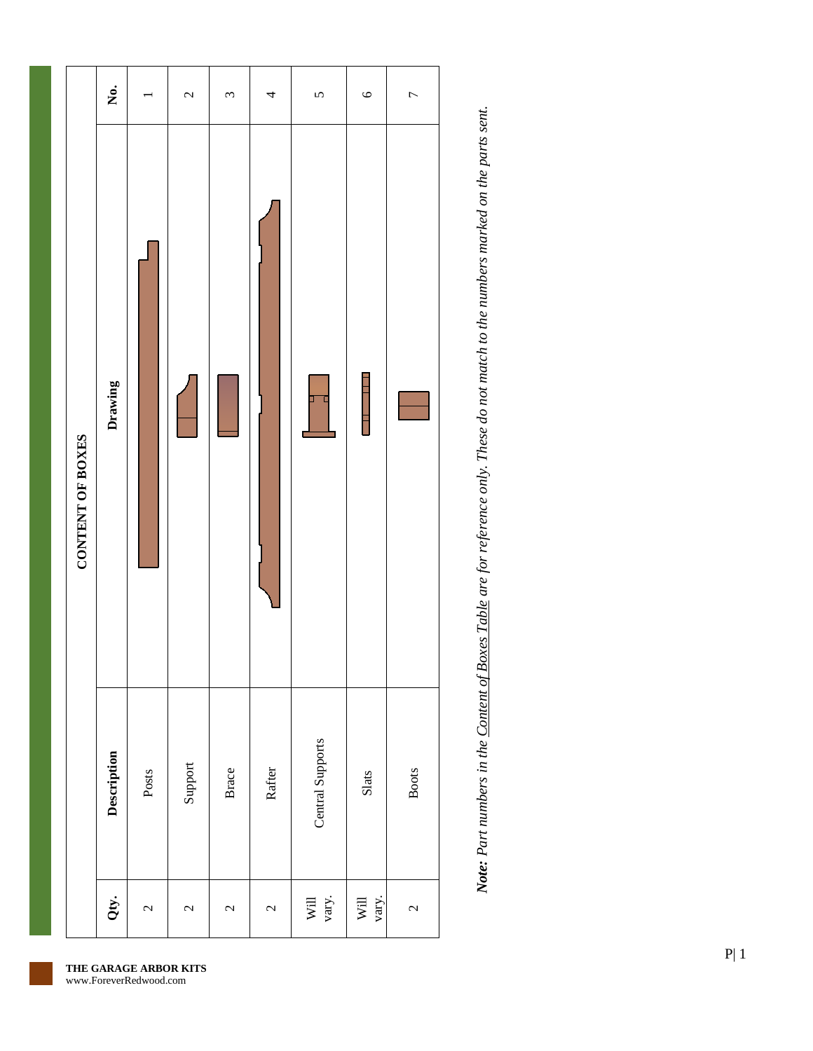## CONTENT OF BOXES

| Qty. | Description | Drawing | No. |
|---|---|---|---|
| 2 | Posts | | 1 |
| 2 | Support | | 2 |
| 2 | Brace | | 3 |
| 2 | Rafter | | 4 |
| Will vary. | Central Supports | | 5 |
| Will vary. | Slats | | 6 |
| 2 | Boots | | 7 |

***Note:*** *Part numbers in the Content of Boxes Table are for reference only. These do not match to the numbers marked on the parts sent.*

**THE GARAGE ARBOR KITS**
www.ForeverRedwood.com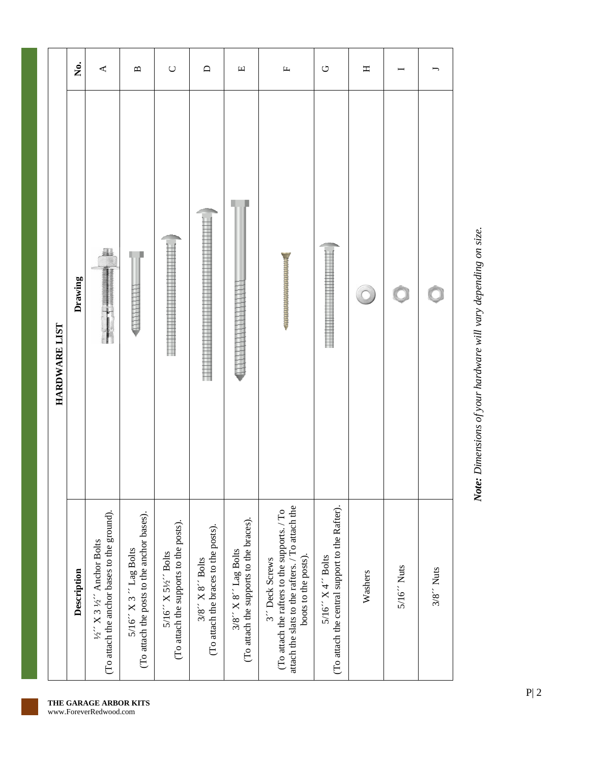## HARDWARE LIST

| Description | Drawing | No. |
|---|---|---|
| ½´´ X 3 ½´´ Anchor Bolts (To attach the anchor bases to the ground). | | A |
| 5/16´´ X 3 ´´ Lag Bolts (To attach the posts to the anchor bases). | | B |
| 5/16´´ X 5½´´ Bolts (To attach the supports to the posts). | | C |
| 3/8´´ X 8´´ Bolts (To attach the braces to the posts). | | D |
| 3/8´´ X 8´´ Lag Bolts (To attach the supports to the braces). | | E |
| 3´´ Deck Screws (To attach the rafters to the supports. / To attach the slats to the rafters. / To attach the boots to the posts). | | F |
| 5/16´´ X 4´´ Bolts (To attach the central support to the Rafter). | | G |
| Washers | | H |
| 5/16´´ Nuts | | I |
| 3/8´´ Nuts | | J |

***Note:*** *Dimensions of your hardware will vary depending on size.*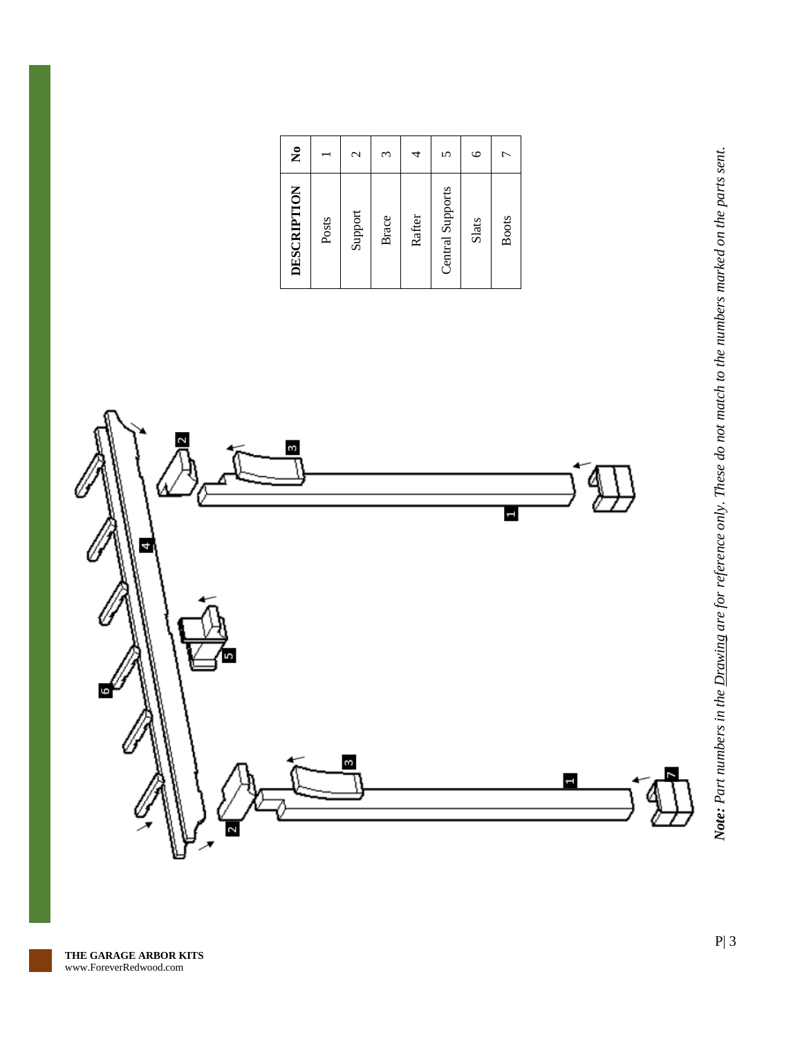| DESCRIPTION | No |
| --- | --- |
| Posts | 1 |
| Support | 2 |
| Brace | 3 |
| Rafter | 4 |
| Central Supports | 5 |
| Slats | 6 |
| Boots | 7 |

***Note:*** *Part numbers in the Drawing are for reference only. These do not match to the numbers marked on the parts sent.*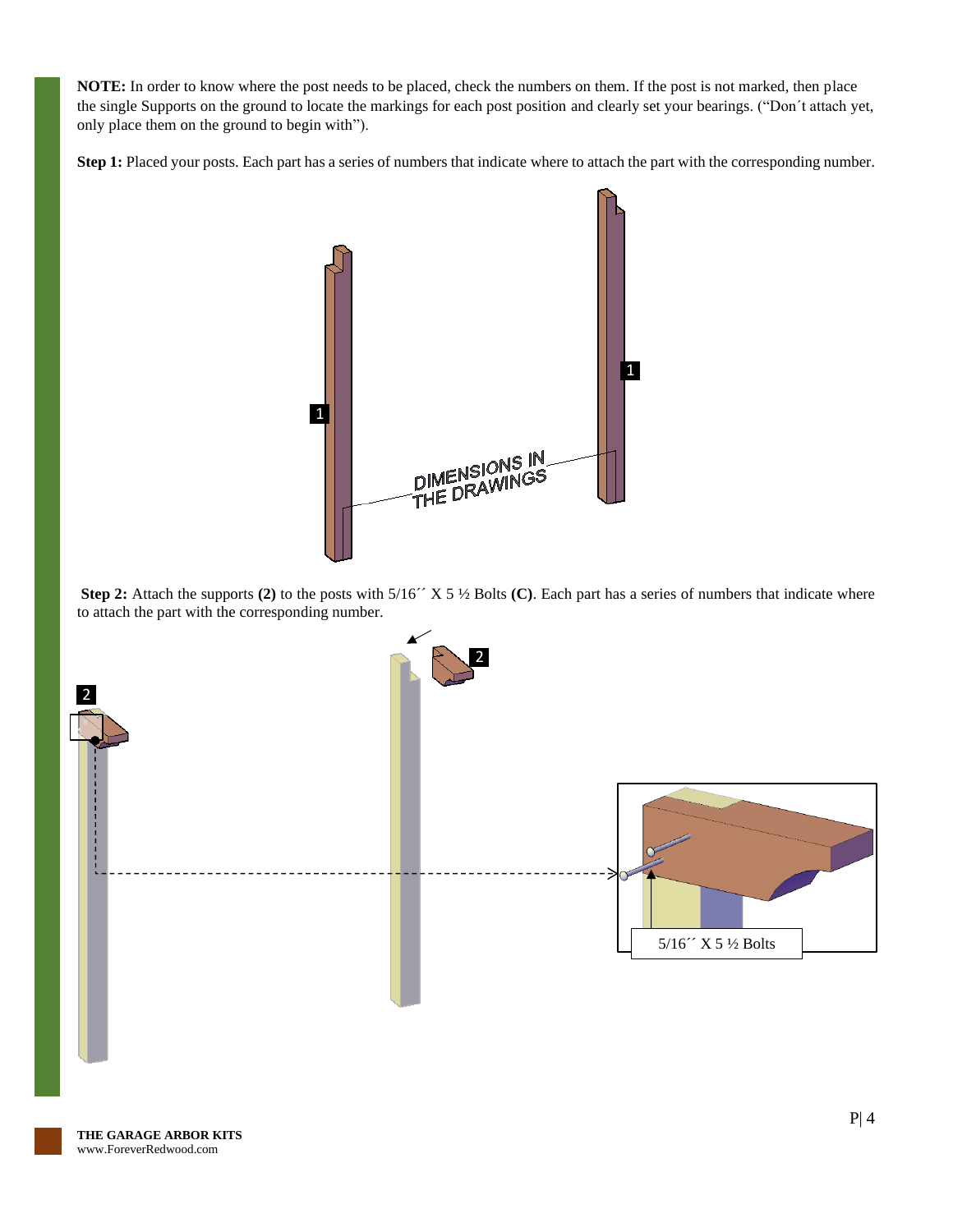**NOTE:** In order to know where the post needs to be placed, check the numbers on them. If the post is not marked, then place the single Supports on the ground to locate the markings for each post position and clearly set your bearings. ("Don´t attach yet, only place them on the ground to begin with").

**Step 1:** Placed your posts. Each part has a series of numbers that indicate where to attach the part with the corresponding number.

1

1

DIMENSIONS IN THE DRAWINGS

**Step 2:** Attach the supports **(2)** to the posts with 5/16´´ X 5 ½ Bolts **(C)**. Each part has a series of numbers that indicate where to attach the part with the corresponding number.

2

2

5/16´´ X 5 ½ Bolts

**THE GARAGE ARBOR KITS**
www.ForeverRedwood.com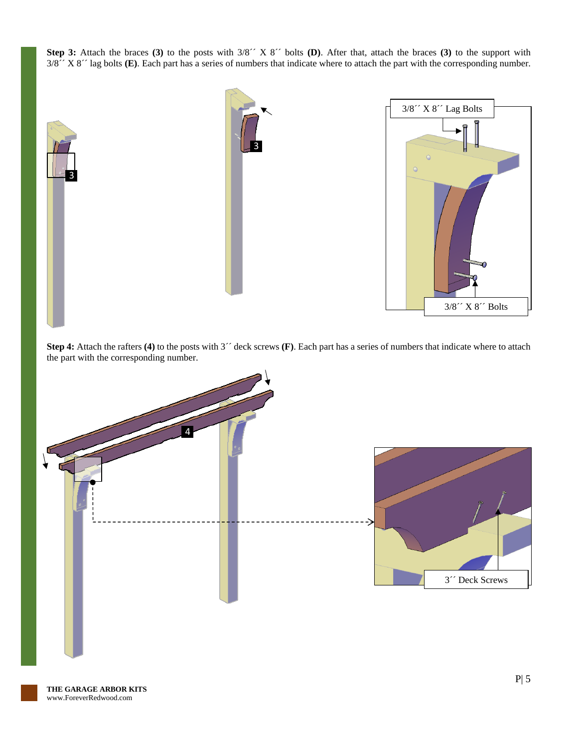**Step 3:** Attach the braces **(3)** to the posts with 3/8´´ X 8´´ bolts **(D)**. After that, attach the braces **(3)** to the support with 3/8´´ X 8´´ lag bolts **(E)**. Each part has a series of numbers that indicate where to attach the part with the corresponding number.

3/8´´ X 8´´ Lag Bolts

3/8´´ X 8´´ Bolts

**Step 4:** Attach the rafters **(4)** to the posts with 3´´ deck screws **(F)**. Each part has a series of numbers that indicate where to attach the part with the corresponding number.

3´´ Deck Screws

**THE GARAGE ARBOR KITS**
www.ForeverRedwood.com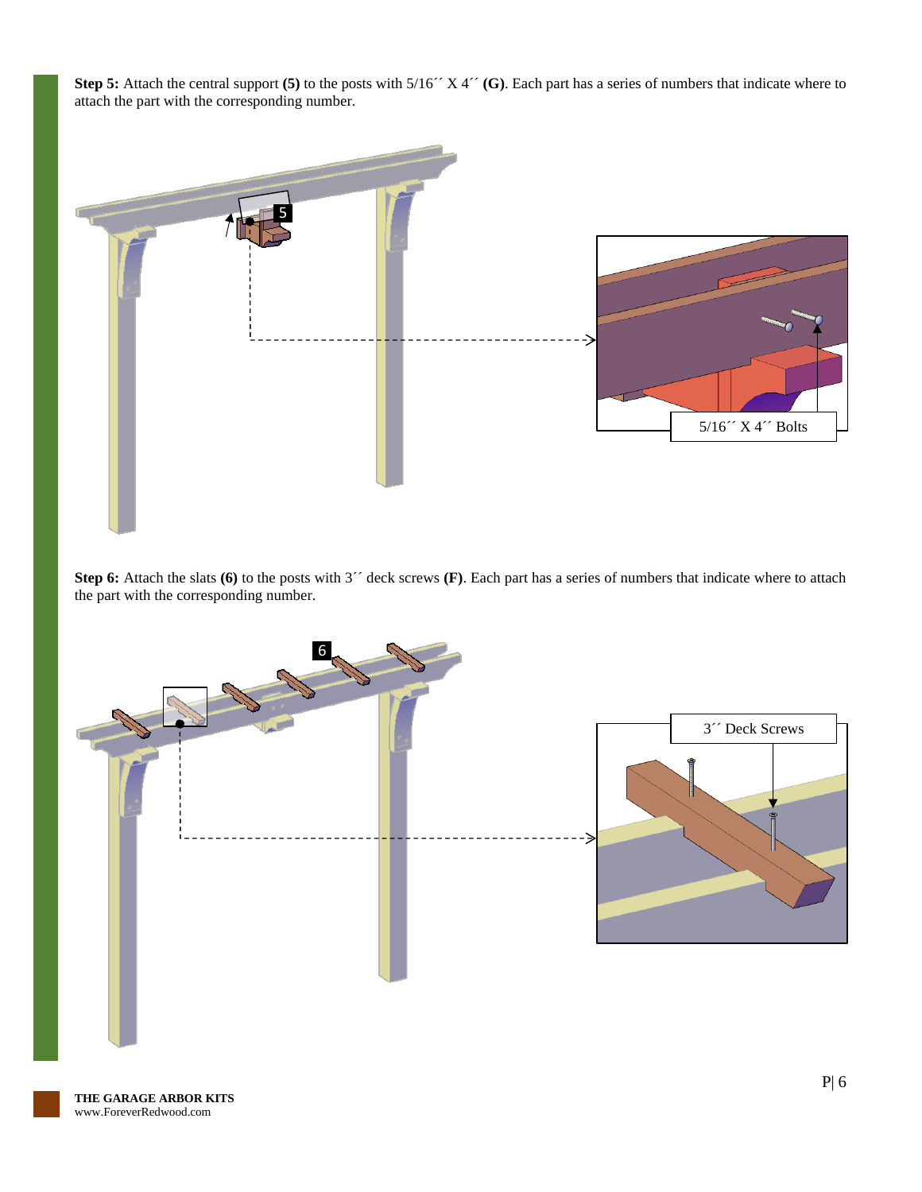**Step 5:** Attach the central support **(5)** to the posts with 5/16´´ X 4´´ **(G)**. Each part has a series of numbers that indicate where to attach the part with the corresponding number.

5/16´´ X 4´´ Bolts

**Step 6:** Attach the slats **(6)** to the posts with 3´´ deck screws **(F)**. Each part has a series of numbers that indicate where to attach the part with the corresponding number.

3´´ Deck Screws

**THE GARAGE ARBOR KITS**
www.ForeverRedwood.com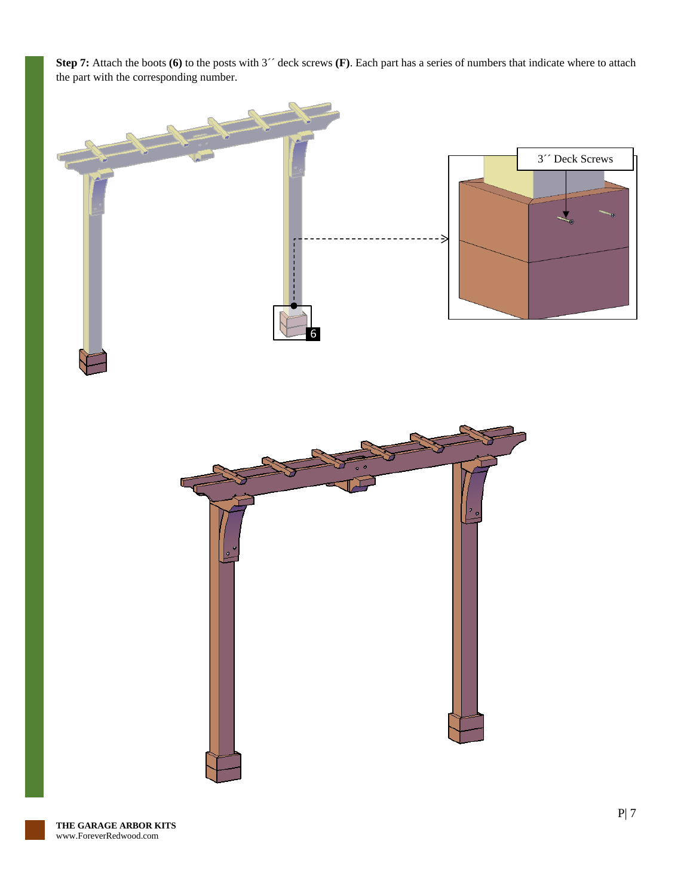**Step 7:** Attach the boots **(6)** to the posts with 3´´ deck screws **(F)**. Each part has a series of numbers that indicate where to attach the part with the corresponding number.

3´´ Deck Screws

6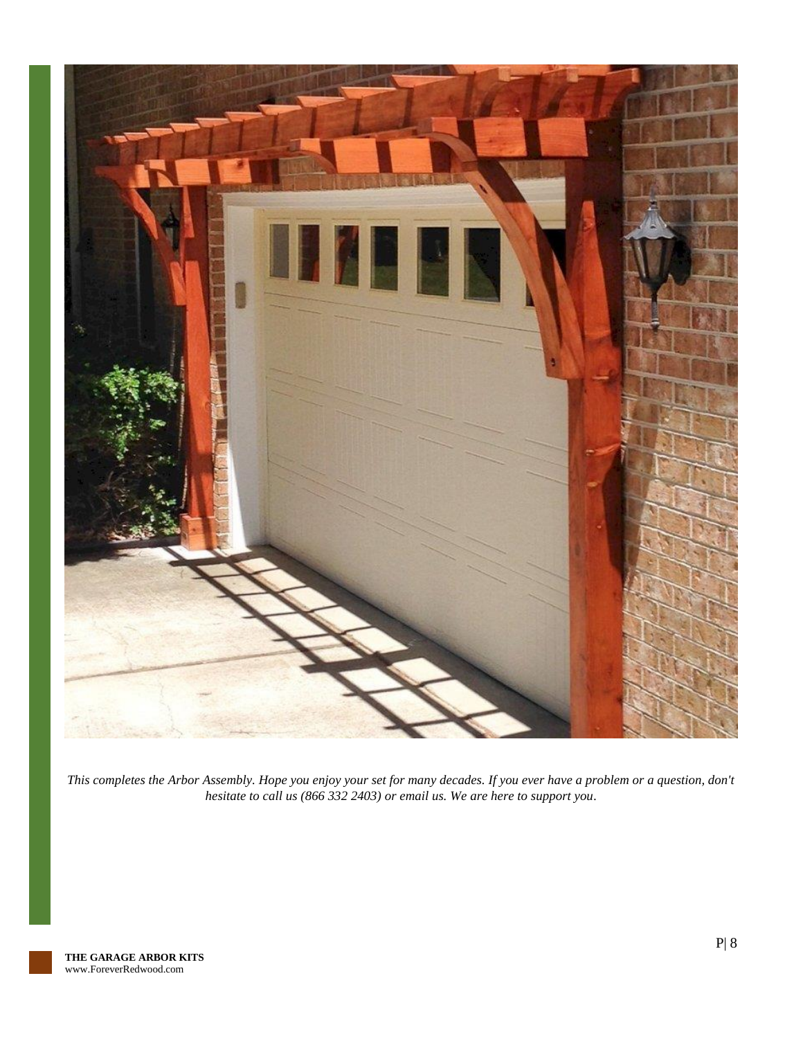*This completes the Arbor Assembly. Hope you enjoy your set for many decades. If you ever have a problem or a question, don't hesitate to call us (866 332 2403) or email us. We are here to support you.*